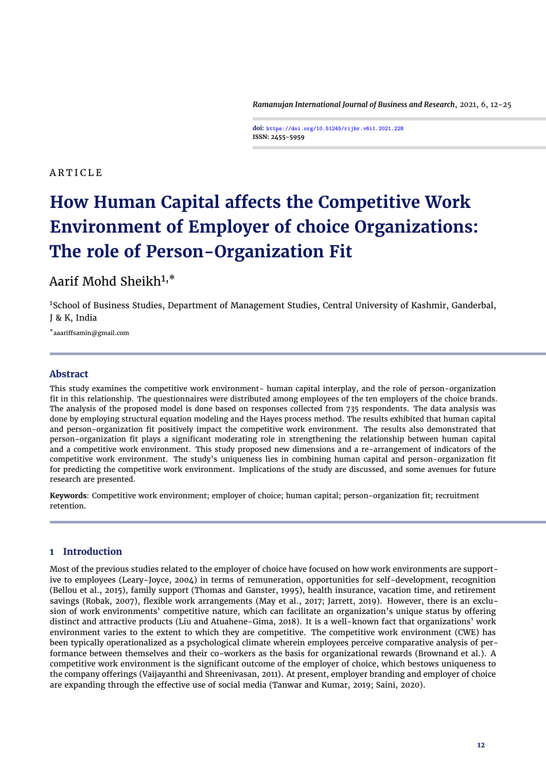doi: https://doi.org/10.51245/rijbr.v6i1.2021.228
ISSN: 2455-5959

ARTICLE

# How Human Capital affects the Competitive Work Environment of Employer of choice Organizations: The role of Person-Organization Fit

Aarif Mohd Sheikh[1,*]

[1]School of Business Studies, Department of Management Studies, Central University of Kashmir, Ganderbal, J & K, India

[*]aaariffsamin@gmail.com

## Abstract

This study examines the competitive work environment- human capital interplay, and the role of person-organization fit in this relationship. The questionnaires were distributed among employees of the ten employers of the choice brands. The analysis of the proposed model is done based on responses collected from 735 respondents. The data analysis was done by employing structural equation modeling and the Hayes process method. The results exhibited that human capital and person-organization fit positively impact the competitive work environment. The results also demonstrated that person-organization fit plays a significant moderating role in strengthening the relationship between human capital and a competitive work environment. This study proposed new dimensions and a re-arrangement of indicators of the competitive work environment. The study's uniqueness lies in combining human capital and person-organization fit for predicting the competitive work environment. Implications of the study are discussed, and some avenues for future research are presented.

**Keywords**: Competitive work environment; employer of choice; human capital; person-organization fit; recruitment retention.

## 1 Introduction

Most of the previous studies related to the employer of choice have focused on how work environments are supportive to employees (Leary-Joyce, 2004) in terms of remuneration, opportunities for self-development, recognition (Bellou et al., 2015), family support (Thomas and Ganster, 1995), health insurance, vacation time, and retirement savings (Robak, 2007), flexible work arrangements (May et al., 2017; Jarrett, 2019). However, there is an exclusion of work environments' competitive nature, which can facilitate an organization's unique status by offering distinct and attractive products (Liu and Atuahene-Gima, 2018). It is a well-known fact that organizations' work environment varies to the extent to which they are competitive. The competitive work environment (CWE) has been typically operationalized as a psychological climate wherein employees perceive comparative analysis of performance between themselves and their co-workers as the basis for organizational rewards (Brownand et al.). A competitive work environment is the significant outcome of the employer of choice, which bestows uniqueness to the company offerings (Vaijayanthi and Shreenivasan, 2011). At present, employer branding and employer of choice are expanding through the effective use of social media (Tanwar and Kumar, 2019; Saini, 2020).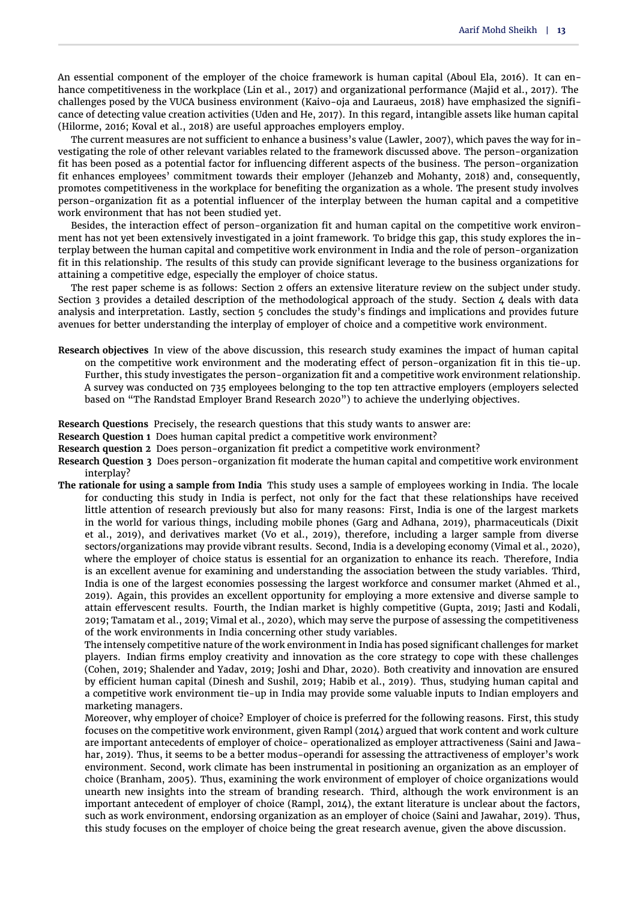An essential component of the employer of the choice framework is human capital (Aboul Ela, 2016). It can enhance competitiveness in the workplace (Lin et al., 2017) and organizational performance (Majid et al., 2017). The challenges posed by the VUCA business environment (Kaivo-oja and Lauraeus, 2018) have emphasized the significance of detecting value creation activities (Uden and He, 2017). In this regard, intangible assets like human capital (Hilorme, 2016; Koval et al., 2018) are useful approaches employers employ.

The current measures are not sufficient to enhance a business's value (Lawler, 2007), which paves the way for investigating the role of other relevant variables related to the framework discussed above. The person-organization fit has been posed as a potential factor for influencing different aspects of the business. The person-organization fit enhances employees' commitment towards their employer (Jehanzeb and Mohanty, 2018) and, consequently, promotes competitiveness in the workplace for benefiting the organization as a whole. The present study involves person-organization fit as a potential influencer of the interplay between the human capital and a competitive work environment that has not been studied yet.

Besides, the interaction effect of person-organization fit and human capital on the competitive work environment has not yet been extensively investigated in a joint framework. To bridge this gap, this study explores the interplay between the human capital and competitive work environment in India and the role of person-organization fit in this relationship. The results of this study can provide significant leverage to the business organizations for attaining a competitive edge, especially the employer of choice status.

The rest paper scheme is as follows: Section 2 offers an extensive literature review on the subject under study. Section 3 provides a detailed description of the methodological approach of the study. Section 4 deals with data analysis and interpretation. Lastly, section 5 concludes the study's findings and implications and provides future avenues for better understanding the interplay of employer of choice and a competitive work environment.

**Research objectives** In view of the above discussion, this research study examines the impact of human capital on the competitive work environment and the moderating effect of person-organization fit in this tie-up. Further, this study investigates the person-organization fit and a competitive work environment relationship. A survey was conducted on 735 employees belonging to the top ten attractive employers (employers selected based on "The Randstad Employer Brand Research 2020") to achieve the underlying objectives.

**Research Questions** Precisely, the research questions that this study wants to answer are:

**Research Question 1** Does human capital predict a competitive work environment?

**Research question 2** Does person-organization fit predict a competitive work environment?

**Research Question 3** Does person-organization fit moderate the human capital and competitive work environment interplay?

**The rationale for using a sample from India** This study uses a sample of employees working in India. The locale for conducting this study in India is perfect, not only for the fact that these relationships have received little attention of research previously but also for many reasons: First, India is one of the largest markets in the world for various things, including mobile phones (Garg and Adhana, 2019), pharmaceuticals (Dixit et al., 2019), and derivatives market (Vo et al., 2019), therefore, including a larger sample from diverse sectors/organizations may provide vibrant results. Second, India is a developing economy (Vimal et al., 2020), where the employer of choice status is essential for an organization to enhance its reach. Therefore, India is an excellent avenue for examining and understanding the association between the study variables. Third, India is one of the largest economies possessing the largest workforce and consumer market (Ahmed et al., 2019). Again, this provides an excellent opportunity for employing a more extensive and diverse sample to attain effervescent results. Fourth, the Indian market is highly competitive (Gupta, 2019; Jasti and Kodali, 2019; Tamatam et al., 2019; Vimal et al., 2020), which may serve the purpose of assessing the competitiveness of the work environments in India concerning other study variables.

The intensely competitive nature of the work environment in India has posed significant challenges for market players. Indian firms employ creativity and innovation as the core strategy to cope with these challenges (Cohen, 2019; Shalender and Yadav, 2019; Joshi and Dhar, 2020). Both creativity and innovation are ensured by efficient human capital (Dinesh and Sushil, 2019; Habib et al., 2019). Thus, studying human capital and a competitive work environment tie-up in India may provide some valuable inputs to Indian employers and marketing managers.

Moreover, why employer of choice? Employer of choice is preferred for the following reasons. First, this study focuses on the competitive work environment, given Rampl (2014) argued that work content and work culture are important antecedents of employer of choice- operationalized as employer attractiveness (Saini and Jawahar, 2019). Thus, it seems to be a better modus-operandi for assessing the attractiveness of employer's work environment. Second, work climate has been instrumental in positioning an organization as an employer of choice (Branham, 2005). Thus, examining the work environment of employer of choice organizations would unearth new insights into the stream of branding research. Third, although the work environment is an important antecedent of employer of choice (Rampl, 2014), the extant literature is unclear about the factors, such as work environment, endorsing organization as an employer of choice (Saini and Jawahar, 2019). Thus, this study focuses on the employer of choice being the great research avenue, given the above discussion.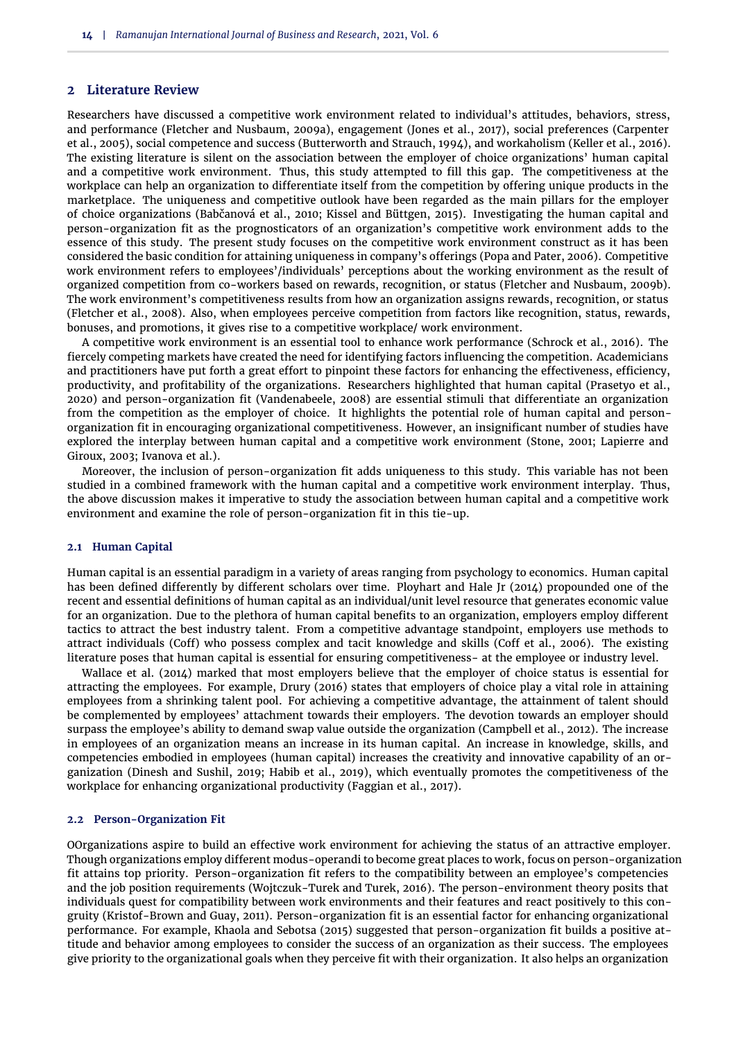## 2 Literature Review

Researchers have discussed a competitive work environment related to individual's attitudes, behaviors, stress, and performance (Fletcher and Nusbaum, 2009a), engagement (Jones et al., 2017), social preferences (Carpenter et al., 2005), social competence and success (Butterworth and Strauch, 1994), and workaholism (Keller et al., 2016). The existing literature is silent on the association between the employer of choice organizations' human capital and a competitive work environment. Thus, this study attempted to fill this gap. The competitiveness at the workplace can help an organization to differentiate itself from the competition by offering unique products in the marketplace. The uniqueness and competitive outlook have been regarded as the main pillars for the employer of choice organizations (Babčanová et al., 2010; Kissel and Büttgen, 2015). Investigating the human capital and person-organization fit as the prognosticators of an organization's competitive work environment adds to the essence of this study. The present study focuses on the competitive work environment construct as it has been considered the basic condition for attaining uniqueness in company's offerings (Popa and Pater, 2006). Competitive work environment refers to employees'/individuals' perceptions about the working environment as the result of organized competition from co-workers based on rewards, recognition, or status (Fletcher and Nusbaum, 2009b). The work environment's competitiveness results from how an organization assigns rewards, recognition, or status (Fletcher et al., 2008). Also, when employees perceive competition from factors like recognition, status, rewards, bonuses, and promotions, it gives rise to a competitive workplace/ work environment.

A competitive work environment is an essential tool to enhance work performance (Schrock et al., 2016). The fiercely competing markets have created the need for identifying factors influencing the competition. Academicians and practitioners have put forth a great effort to pinpoint these factors for enhancing the effectiveness, efficiency, productivity, and profitability of the organizations. Researchers highlighted that human capital (Prasetyo et al., 2020) and person-organization fit (Vandenabeele, 2008) are essential stimuli that differentiate an organization from the competition as the employer of choice. It highlights the potential role of human capital and person-organization fit in encouraging organizational competitiveness. However, an insignificant number of studies have explored the interplay between human capital and a competitive work environment (Stone, 2001; Lapierre and Giroux, 2003; Ivanova et al.).

Moreover, the inclusion of person-organization fit adds uniqueness to this study. This variable has not been studied in a combined framework with the human capital and a competitive work environment interplay. Thus, the above discussion makes it imperative to study the association between human capital and a competitive work environment and examine the role of person-organization fit in this tie-up.

### 2.1 Human Capital

Human capital is an essential paradigm in a variety of areas ranging from psychology to economics. Human capital has been defined differently by different scholars over time. Ployhart and Hale Jr (2014) propounded one of the recent and essential definitions of human capital as an individual/unit level resource that generates economic value for an organization. Due to the plethora of human capital benefits to an organization, employers employ different tactics to attract the best industry talent. From a competitive advantage standpoint, employers use methods to attract individuals (Coff) who possess complex and tacit knowledge and skills (Coff et al., 2006). The existing literature poses that human capital is essential for ensuring competitiveness- at the employee or industry level.

Wallace et al. (2014) marked that most employers believe that the employer of choice status is essential for attracting the employees. For example, Drury (2016) states that employers of choice play a vital role in attaining employees from a shrinking talent pool. For achieving a competitive advantage, the attainment of talent should be complemented by employees' attachment towards their employers. The devotion towards an employer should surpass the employee's ability to demand swap value outside the organization (Campbell et al., 2012). The increase in employees of an organization means an increase in its human capital. An increase in knowledge, skills, and competencies embodied in employees (human capital) increases the creativity and innovative capability of an organization (Dinesh and Sushil, 2019; Habib et al., 2019), which eventually promotes the competitiveness of the workplace for enhancing organizational productivity (Faggian et al., 2017).

### 2.2 Person-Organization Fit

OOrganizations aspire to build an effective work environment for achieving the status of an attractive employer. Though organizations employ different modus-operandi to become great places to work, focus on person-organization fit attains top priority. Person-organization fit refers to the compatibility between an employee's competencies and the job position requirements (Wojtczuk-Turek and Turek, 2016). The person-environment theory posits that individuals quest for compatibility between work environments and their features and react positively to this congruity (Kristof-Brown and Guay, 2011). Person-organization fit is an essential factor for enhancing organizational performance. For example, Khaola and Sebotsa (2015) suggested that person-organization fit builds a positive attitude and behavior among employees to consider the success of an organization as their success. The employees give priority to the organizational goals when they perceive fit with their organization. It also helps an organization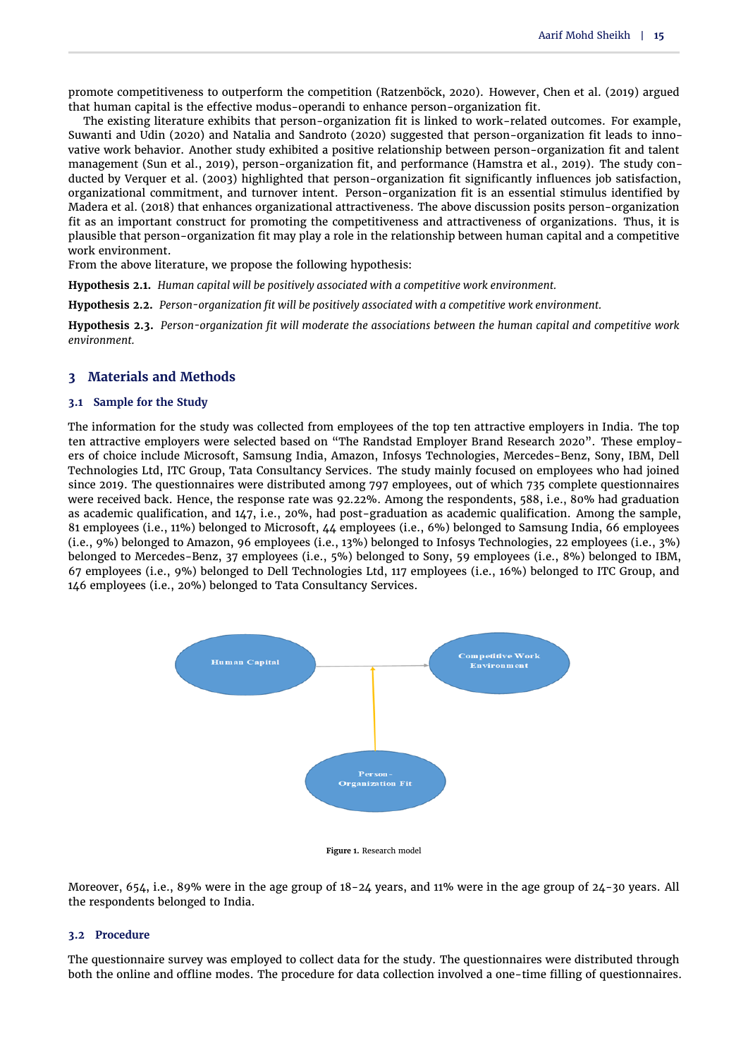promote competitiveness to outperform the competition (Ratzenböck, 2020). However, Chen et al. (2019) argued that human capital is the effective modus-operandi to enhance person-organization fit.

The existing literature exhibits that person-organization fit is linked to work-related outcomes. For example, Suwanti and Udin (2020) and Natalia and Sandroto (2020) suggested that person-organization fit leads to innovative work behavior. Another study exhibited a positive relationship between person-organization fit and talent management (Sun et al., 2019), person-organization fit, and performance (Hamstra et al., 2019). The study conducted by Verquer et al. (2003) highlighted that person-organization fit significantly influences job satisfaction, organizational commitment, and turnover intent. Person-organization fit is an essential stimulus identified by Madera et al. (2018) that enhances organizational attractiveness. The above discussion posits person-organization fit as an important construct for promoting the competitiveness and attractiveness of organizations. Thus, it is plausible that person-organization fit may play a role in the relationship between human capital and a competitive work environment.

From the above literature, we propose the following hypothesis:

**Hypothesis 2.1.** *Human capital will be positively associated with a competitive work environment.*

**Hypothesis 2.2.** *Person-organization fit will be positively associated with a competitive work environment.*

**Hypothesis 2.3.** *Person-organization fit will moderate the associations between the human capital and competitive work environment.*

## 3 Materials and Methods

### 3.1 Sample for the Study

The information for the study was collected from employees of the top ten attractive employers in India. The top ten attractive employers were selected based on "The Randstad Employer Brand Research 2020". These employers of choice include Microsoft, Samsung India, Amazon, Infosys Technologies, Mercedes-Benz, Sony, IBM, Dell Technologies Ltd, ITC Group, Tata Consultancy Services. The study mainly focused on employees who had joined since 2019. The questionnaires were distributed among 797 employees, out of which 735 complete questionnaires were received back. Hence, the response rate was 92.22%. Among the respondents, 588, i.e., 80% had graduation as academic qualification, and 147, i.e., 20%, had post-graduation as academic qualification. Among the sample, 81 employees (i.e., 11%) belonged to Microsoft, 44 employees (i.e., 6%) belonged to Samsung India, 66 employees (i.e., 9%) belonged to Amazon, 96 employees (i.e., 13%) belonged to Infosys Technologies, 22 employees (i.e., 3%) belonged to Mercedes-Benz, 37 employees (i.e., 5%) belonged to Sony, 59 employees (i.e., 8%) belonged to IBM, 67 employees (i.e., 9%) belonged to Dell Technologies Ltd, 117 employees (i.e., 16%) belonged to ITC Group, and 146 employees (i.e., 20%) belonged to Tata Consultancy Services.

**Figure 1.** Research model

Moreover, 654, i.e., 89% were in the age group of 18-24 years, and 11% were in the age group of 24-30 years. All the respondents belonged to India.

### 3.2 Procedure

The questionnaire survey was employed to collect data for the study. The questionnaires were distributed through both the online and offline modes. The procedure for data collection involved a one-time filling of questionnaires.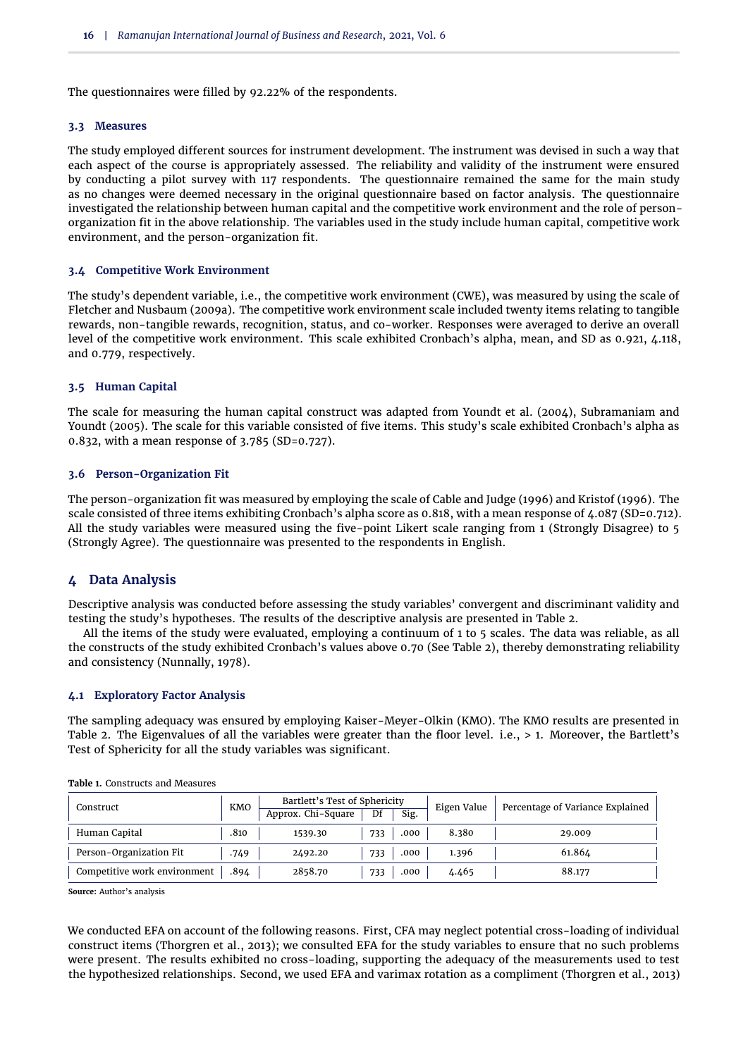The questionnaires were filled by 92.22% of the respondents.

### 3.3 Measures

The study employed different sources for instrument development. The instrument was devised in such a way that each aspect of the course is appropriately assessed. The reliability and validity of the instrument were ensured by conducting a pilot survey with 117 respondents. The questionnaire remained the same for the main study as no changes were deemed necessary in the original questionnaire based on factor analysis. The questionnaire investigated the relationship between human capital and the competitive work environment and the role of person-organization fit in the above relationship. The variables used in the study include human capital, competitive work environment, and the person-organization fit.

### 3.4 Competitive Work Environment

The study's dependent variable, i.e., the competitive work environment (CWE), was measured by using the scale of Fletcher and Nusbaum (2009a). The competitive work environment scale included twenty items relating to tangible rewards, non-tangible rewards, recognition, status, and co-worker. Responses were averaged to derive an overall level of the competitive work environment. This scale exhibited Cronbach's alpha, mean, and SD as 0.921, 4.118, and 0.779, respectively.

### 3.5 Human Capital

The scale for measuring the human capital construct was adapted from Youndt et al. (2004), Subramaniam and Youndt (2005). The scale for this variable consisted of five items. This study's scale exhibited Cronbach's alpha as 0.832, with a mean response of 3.785 (SD=0.727).

### 3.6 Person-Organization Fit

The person-organization fit was measured by employing the scale of Cable and Judge (1996) and Kristof (1996). The scale consisted of three items exhibiting Cronbach's alpha score as 0.818, with a mean response of 4.087 (SD=0.712). All the study variables were measured using the five-point Likert scale ranging from 1 (Strongly Disagree) to 5 (Strongly Agree). The questionnaire was presented to the respondents in English.

## 4 Data Analysis

Descriptive analysis was conducted before assessing the study variables' convergent and discriminant validity and testing the study's hypotheses. The results of the descriptive analysis are presented in Table 2.

All the items of the study were evaluated, employing a continuum of 1 to 5 scales. The data was reliable, as all the constructs of the study exhibited Cronbach's values above 0.70 (See Table 2), thereby demonstrating reliability and consistency (Nunnally, 1978).

### 4.1 Exploratory Factor Analysis

The sampling adequacy was ensured by employing Kaiser-Meyer-Olkin (KMO). The KMO results are presented in Table 2. The Eigenvalues of all the variables were greater than the floor level. i.e., > 1. Moreover, the Bartlett's Test of Sphericity for all the study variables was significant.

**Table 1.** Constructs and Measures

| Construct | KMO | Bartlett's Test of Sphericity | | | Eigen Value | Percentage of Variance Explained |
|---|---|---|---|---|---|---|
| | | Approx. Chi-Square | Df | Sig. | | |
| Human Capital | .810 | 1539.30 | 733 | .000 | 8.380 | 29.009 |
| Person-Organization Fit | .749 | 2492.20 | 733 | .000 | 1.396 | 61.864 |
| Competitive work environment | .894 | 2858.70 | 733 | .000 | 4.465 | 88.177 |

**Source:** Author's analysis

We conducted EFA on account of the following reasons. First, CFA may neglect potential cross-loading of individual construct items (Thorgren et al., 2013); we consulted EFA for the study variables to ensure that no such problems were present. The results exhibited no cross-loading, supporting the adequacy of the measurements used to test the hypothesized relationships. Second, we used EFA and varimax rotation as a compliment (Thorgren et al., 2013)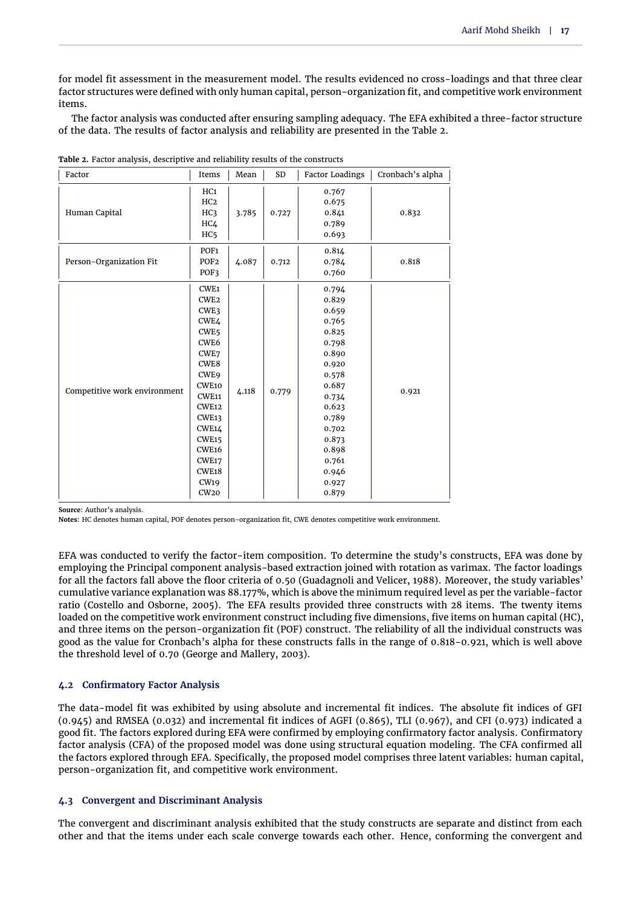for model fit assessment in the measurement model. The results evidenced no cross-loadings and that three clear factor structures were defined with only human capital, person-organization fit, and competitive work environment items.

The factor analysis was conducted after ensuring sampling adequacy. The EFA exhibited a three-factor structure of the data. The results of factor analysis and reliability are presented in the Table 2.

**Table 2.** Factor analysis, descriptive and reliability results of the constructs

| Factor | Items | Mean | SD | Factor Loadings | Cronbach's alpha |
|---|---|---|---|---|---|
| Human Capital | HC1 | 3.785 | 0.727 | 0.767 | 0.832 |
| | HC2 | | | 0.675 | |
| | HC3 | | | 0.841 | |
| | HC4 | | | 0.789 | |
| | HC5 | | | 0.693 | |
| Person-Organization Fit | POF1 | 4.087 | 0.712 | 0.814 | 0.818 |
| | POF2 | | | 0.784 | |
| | POF3 | | | 0.760 | |
| Competitive work environment | CWE1 | 4.118 | 0.779 | 0.794 | 0.921 |
| | CWE2 | | | 0.829 | |
| | CWE3 | | | 0.659 | |
| | CWE4 | | | 0.765 | |
| | CWE5 | | | 0.825 | |
| | CWE6 | | | 0.798 | |
| | CWE7 | | | 0.890 | |
| | CWE8 | | | 0.920 | |
| | CWE9 | | | 0.578 | |
| | CWE10 | | | 0.687 | |
| | CWE11 | | | 0.734 | |
| | CWE12 | | | 0.623 | |
| | CWE13 | | | 0.789 | |
| | CWE14 | | | 0.702 | |
| | CWE15 | | | 0.873 | |
| | CWE16 | | | 0.898 | |
| | CWE17 | | | 0.761 | |
| | CWE18 | | | 0.946 | |
| | CW19 | | | 0.927 | |
| | CW20 | | | 0.879 | |

**Source**: Author's analysis.
**Notes**: HC denotes human capital, POF denotes person-organization fit, CWE denotes competitive work environment.

EFA was conducted to verify the factor-item composition. To determine the study's constructs, EFA was done by employing the Principal component analysis-based extraction joined with rotation as varimax. The factor loadings for all the factors fall above the floor criteria of 0.50 (Guadagnoli and Velicer, 1988). Moreover, the study variables' cumulative variance explanation was 88.177%, which is above the minimum required level as per the variable-factor ratio (Costello and Osborne, 2005). The EFA results provided three constructs with 28 items. The twenty items loaded on the competitive work environment construct including five dimensions, five items on human capital (HC), and three items on the person-organization fit (POF) construct. The reliability of all the individual constructs was good as the value for Cronbach's alpha for these constructs falls in the range of 0.818-0.921, which is well above the threshold level of 0.70 (George and Mallery, 2003).

### 4.2 Confirmatory Factor Analysis

The data-model fit was exhibited by using absolute and incremental fit indices. The absolute fit indices of GFI (0.945) and RMSEA (0.032) and incremental fit indices of AGFI (0.865), TLI (0.967), and CFI (0.973) indicated a good fit. The factors explored during EFA were confirmed by employing confirmatory factor analysis. Confirmatory factor analysis (CFA) of the proposed model was done using structural equation modeling. The CFA confirmed all the factors explored through EFA. Specifically, the proposed model comprises three latent variables: human capital, person-organization fit, and competitive work environment.

### 4.3 Convergent and Discriminant Analysis

The convergent and discriminant analysis exhibited that the study constructs are separate and distinct from each other and that the items under each scale converge towards each other. Hence, conforming the convergent and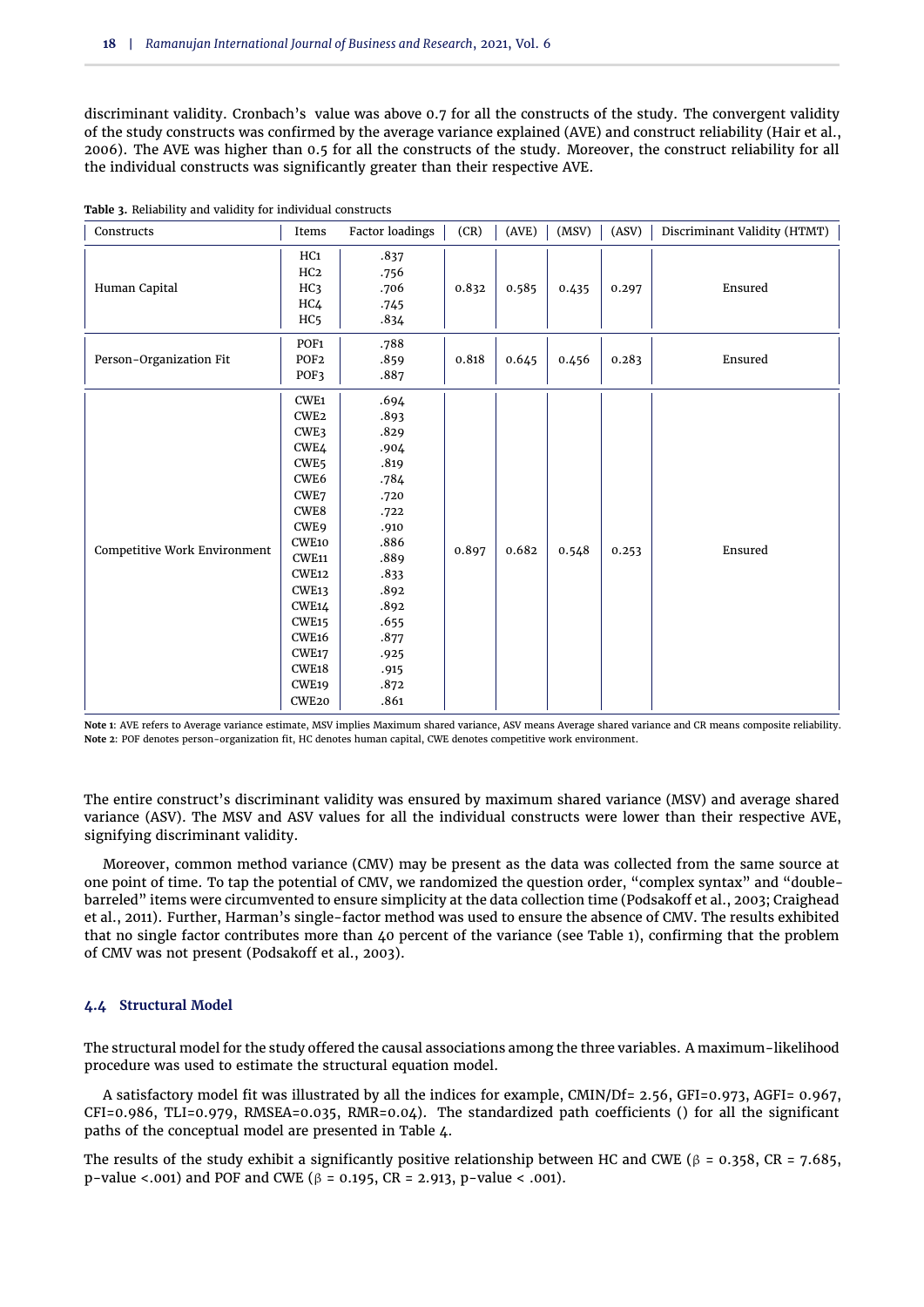discriminant validity. Cronbach's value was above 0.7 for all the constructs of the study. The convergent validity of the study constructs was confirmed by the average variance explained (AVE) and construct reliability (Hair et al., 2006). The AVE was higher than 0.5 for all the constructs of the study. Moreover, the construct reliability for all the individual constructs was significantly greater than their respective AVE.

**Table 3.** Reliability and validity for individual constructs

| Constructs | Items | Factor loadings | (CR) | (AVE) | (MSV) | (ASV) | Discriminant Validity (HTMT) |
|---|---|---|---|---|---|---|---|
| Human Capital | HC1 | .837 | 0.832 | 0.585 | 0.435 | 0.297 | Ensured |
| | HC2 | .756 | | | | | |
| | HC3 | .706 | | | | | |
| | HC4 | .745 | | | | | |
| | HC5 | .834 | | | | | |
| Person-Organization Fit | POF1 | .788 | 0.818 | 0.645 | 0.456 | 0.283 | Ensured |
| | POF2 | .859 | | | | | |
| | POF3 | .887 | | | | | |
| Competitive Work Environment | CWE1 | .694 | 0.897 | 0.682 | 0.548 | 0.253 | Ensured |
| | CWE2 | .893 | | | | | |
| | CWE3 | .829 | | | | | |
| | CWE4 | .904 | | | | | |
| | CWE5 | .819 | | | | | |
| | CWE6 | .784 | | | | | |
| | CWE7 | .720 | | | | | |
| | CWE8 | .722 | | | | | |
| | CWE9 | .910 | | | | | |
| | CWE10 | .886 | | | | | |
| | CWE11 | .889 | | | | | |
| | CWE12 | .833 | | | | | |
| | CWE13 | .892 | | | | | |
| | CWE14 | .892 | | | | | |
| | CWE15 | .655 | | | | | |
| | CWE16 | .877 | | | | | |
| | CWE17 | .925 | | | | | |
| | CWE18 | .915 | | | | | |
| | CWE19 | .872 | | | | | |
| | CWE20 | .861 | | | | | |

**Note 1**: AVE refers to Average variance estimate, MSV implies Maximum shared variance, ASV means Average shared variance and CR means composite reliability.
**Note 2**: POF denotes person-organization fit, HC denotes human capital, CWE denotes competitive work environment.

The entire construct's discriminant validity was ensured by maximum shared variance (MSV) and average shared variance (ASV). The MSV and ASV values for all the individual constructs were lower than their respective AVE, signifying discriminant validity.

Moreover, common method variance (CMV) may be present as the data was collected from the same source at one point of time. To tap the potential of CMV, we randomized the question order, "complex syntax" and "double-barreled" items were circumvented to ensure simplicity at the data collection time (Podsakoff et al., 2003; Craighead et al., 2011). Further, Harman's single-factor method was used to ensure the absence of CMV. The results exhibited that no single factor contributes more than 40 percent of the variance (see Table 1), confirming that the problem of CMV was not present (Podsakoff et al., 2003).

### 4.4 Structural Model

The structural model for the study offered the causal associations among the three variables. A maximum-likelihood procedure was used to estimate the structural equation model.

A satisfactory model fit was illustrated by all the indices for example, CMIN/Df= 2.56, GFI=0.973, AGFI= 0.967, CFI=0.986, TLI=0.979, RMSEA=0.035, RMR=0.04). The standardized path coefficients () for all the significant paths of the conceptual model are presented in Table 4.

The results of the study exhibit a significantly positive relationship between HC and CWE ($\beta$ = 0.358, CR = 7.685, p-value <.001) and POF and CWE ($\beta$ = 0.195, CR = 2.913, p-value < .001).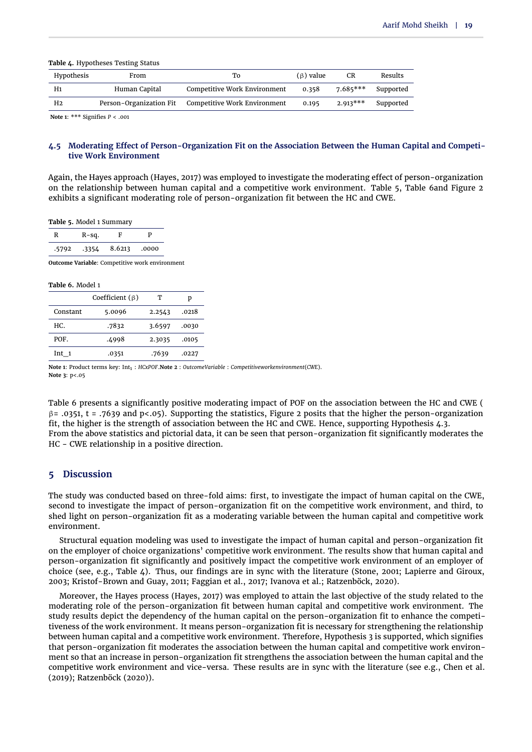**Table 4.** Hypotheses Testing Status

| Hypothesis | From | To | (β) value | CR | Results |
|---|---|---|---|---|---|
| H1 | Human Capital | Competitive Work Environment | 0.358 | 7.685*** | Supported |
| H2 | Person-Organization Fit | Competitive Work Environment | 0.195 | 2.913*** | Supported |

**Note 1**: *** Signifies $P < .001$

### 4.5 Moderating Effect of Person-Organization Fit on the Association Between the Human Capital and Competitive Work Environment

Again, the Hayes approach (Hayes, 2017) was employed to investigate the moderating effect of person-organization on the relationship between human capital and a competitive work environment. Table 5, Table 6and Figure 2 exhibits a significant moderating role of person-organization fit between the HC and CWE.

**Table 5.** Model 1 Summary

| R | R-sq. | F | P |
|---|---|---|---|
| .5792 | .3354 | 8.6213 | .0000 |

**Outcome Variable**: Competitive work environment

**Table 6.** Model 1

| | Coefficient (β) | T | p |
|---|---|---|---|
| Constant | 5.0096 | 2.2543 | .0218 |
| HC. | .7832 | 3.6597 | .0030 |
| POF. | .4998 | 2.3035 | .0105 |
| Int_1 | .0351 | .7639 | .0227 |

**Note 1**: Product terms key: $Int_1$ : *HCxPOF*.**Note 2** : *OutcomeVariable* : *Competitiveworkenvironment*(*CWE*).
**Note 3**: $p<.05$

Table 6 presents a significantly positive moderating impact of POF on the association between the HC and CWE ( $\beta = .0351$, $t = .7639$ and $p<.05$). Supporting the statistics, Figure 2 posits that the higher the person-organization fit, the higher is the strength of association between the HC and CWE. Hence, supporting Hypothesis 4.3.
From the above statistics and pictorial data, it can be seen that person-organization fit significantly moderates the HC - CWE relationship in a positive direction.

## 5 Discussion

The study was conducted based on three-fold aims: first, to investigate the impact of human capital on the CWE, second to investigate the impact of person-organization fit on the competitive work environment, and third, to shed light on person-organization fit as a moderating variable between the human capital and competitive work environment.

Structural equation modeling was used to investigate the impact of human capital and person-organization fit on the employer of choice organizations' competitive work environment. The results show that human capital and person-organization fit significantly and positively impact the competitive work environment of an employer of choice (see, e.g., Table 4). Thus, our findings are in sync with the literature (Stone, 2001; Lapierre and Giroux, 2003; Kristof-Brown and Guay, 2011; Faggian et al., 2017; Ivanova et al.; Ratzenböck, 2020).

Moreover, the Hayes process (Hayes, 2017) was employed to attain the last objective of the study related to the moderating role of the person-organization fit between human capital and competitive work environment. The study results depict the dependency of the human capital on the person-organization fit to enhance the competitiveness of the work environment. It means person-organization fit is necessary for strengthening the relationship between human capital and a competitive work environment. Therefore, Hypothesis 3 is supported, which signifies that person-organization fit moderates the association between the human capital and competitive work environment so that an increase in person-organization fit strengthens the association between the human capital and the competitive work environment and vice-versa. These results are in sync with the literature (see e.g., Chen et al. (2019); Ratzenböck (2020)).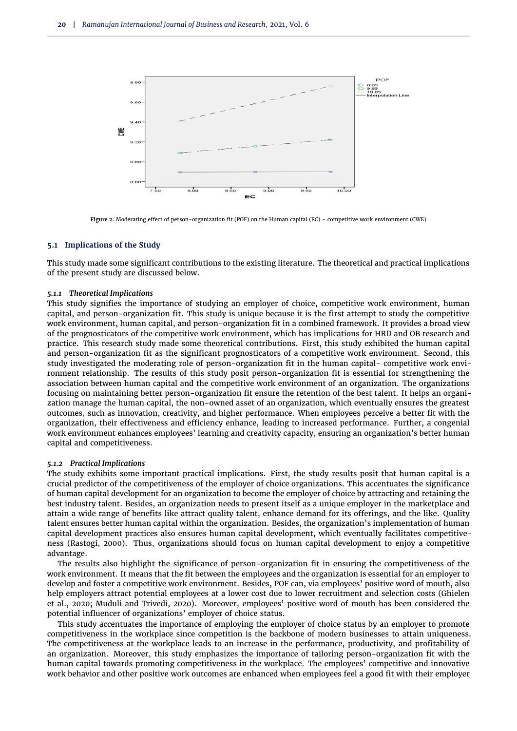Figure 2. Moderating effect of person-organization fit (POF) on the Human capital (EC) – competitive work environment (CWE)

### 5.1 Implications of the Study

This study made some significant contributions to the existing literature. The theoretical and practical implications of the present study are discussed below.

#### *5.1.1 Theoretical Implications*

This study signifies the importance of studying an employer of choice, competitive work environment, human capital, and person-organization fit. This study is unique because it is the first attempt to study the competitive work environment, human capital, and person-organization fit in a combined framework. It provides a broad view of the prognosticators of the competitive work environment, which has implications for HRD and OB research and practice. This research study made some theoretical contributions. First, this study exhibited the human capital and person-organization fit as the significant prognosticators of a competitive work environment. Second, this study investigated the moderating role of person-organization fit in the human capital- competitive work environment relationship. The results of this study posit person-organization fit is essential for strengthening the association between human capital and the competitive work environment of an organization. The organizations focusing on maintaining better person-organization fit ensure the retention of the best talent. It helps an organization manage the human capital, the non-owned asset of an organization, which eventually ensures the greatest outcomes, such as innovation, creativity, and higher performance. When employees perceive a better fit with the organization, their effectiveness and efficiency enhance, leading to increased performance. Further, a congenial work environment enhances employees' learning and creativity capacity, ensuring an organization's better human capital and competitiveness.

#### *5.1.2 Practical Implications*

The study exhibits some important practical implications. First, the study results posit that human capital is a crucial predictor of the competitiveness of the employer of choice organizations. This accentuates the significance of human capital development for an organization to become the employer of choice by attracting and retaining the best industry talent. Besides, an organization needs to present itself as a unique employer in the marketplace and attain a wide range of benefits like attract quality talent, enhance demand for its offerings, and the like. Quality talent ensures better human capital within the organization. Besides, the organization's implementation of human capital development practices also ensures human capital development, which eventually facilitates competitiveness (Rastogi, 2000). Thus, organizations should focus on human capital development to enjoy a competitive advantage.

The results also highlight the significance of person-organization fit in ensuring the competitiveness of the work environment. It means that the fit between the employees and the organization is essential for an employer to develop and foster a competitive work environment. Besides, POF can, via employees' positive word of mouth, also help employers attract potential employees at a lower cost due to lower recruitment and selection costs (Ghielen et al., 2020; Muduli and Trivedi, 2020). Moreover, employees' positive word of mouth has been considered the potential influencer of organizations' employer of choice status.

This study accentuates the importance of employing the employer of choice status by an employer to promote competitiveness in the workplace since competition is the backbone of modern businesses to attain uniqueness. The competitiveness at the workplace leads to an increase in the performance, productivity, and profitability of an organization. Moreover, this study emphasizes the importance of tailoring person-organization fit with the human capital towards promoting competitiveness in the workplace. The employees' competitive and innovative work behavior and other positive work outcomes are enhanced when employees feel a good fit with their employer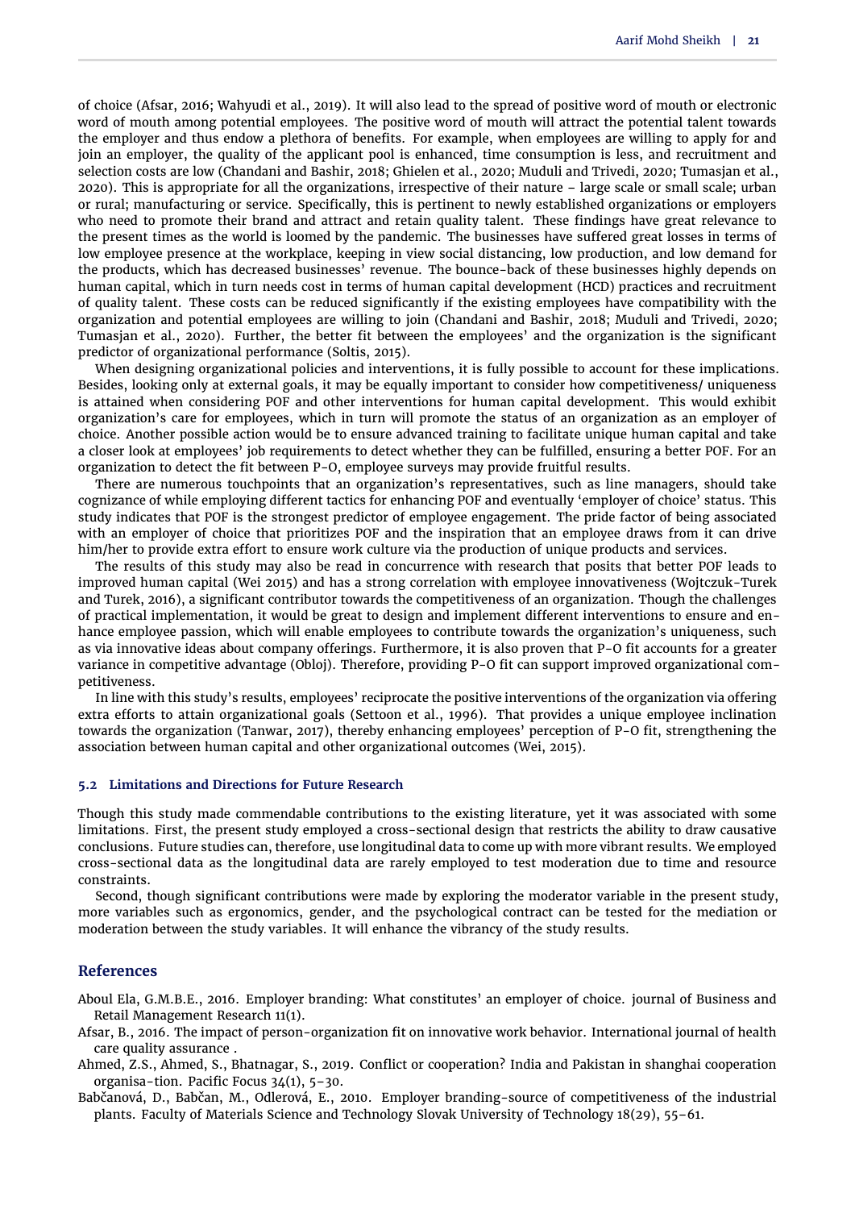of choice (Afsar, 2016; Wahyudi et al., 2019). It will also lead to the spread of positive word of mouth or electronic word of mouth among potential employees. The positive word of mouth will attract the potential talent towards the employer and thus endow a plethora of benefits. For example, when employees are willing to apply for and join an employer, the quality of the applicant pool is enhanced, time consumption is less, and recruitment and selection costs are low (Chandani and Bashir, 2018; Ghielen et al., 2020; Muduli and Trivedi, 2020; Tumasjan et al., 2020). This is appropriate for all the organizations, irrespective of their nature – large scale or small scale; urban or rural; manufacturing or service. Specifically, this is pertinent to newly established organizations or employers who need to promote their brand and attract and retain quality talent. These findings have great relevance to the present times as the world is loomed by the pandemic. The businesses have suffered great losses in terms of low employee presence at the workplace, keeping in view social distancing, low production, and low demand for the products, which has decreased businesses' revenue. The bounce-back of these businesses highly depends on human capital, which in turn needs cost in terms of human capital development (HCD) practices and recruitment of quality talent. These costs can be reduced significantly if the existing employees have compatibility with the organization and potential employees are willing to join (Chandani and Bashir, 2018; Muduli and Trivedi, 2020; Tumasjan et al., 2020). Further, the better fit between the employees' and the organization is the significant predictor of organizational performance (Soltis, 2015).

When designing organizational policies and interventions, it is fully possible to account for these implications. Besides, looking only at external goals, it may be equally important to consider how competitiveness/ uniqueness is attained when considering POF and other interventions for human capital development. This would exhibit organization's care for employees, which in turn will promote the status of an organization as an employer of choice. Another possible action would be to ensure advanced training to facilitate unique human capital and take a closer look at employees' job requirements to detect whether they can be fulfilled, ensuring a better POF. For an organization to detect the fit between P-O, employee surveys may provide fruitful results.

There are numerous touchpoints that an organization's representatives, such as line managers, should take cognizance of while employing different tactics for enhancing POF and eventually 'employer of choice' status. This study indicates that POF is the strongest predictor of employee engagement. The pride factor of being associated with an employer of choice that prioritizes POF and the inspiration that an employee draws from it can drive him/her to provide extra effort to ensure work culture via the production of unique products and services.

The results of this study may also be read in concurrence with research that posits that better POF leads to improved human capital (Wei 2015) and has a strong correlation with employee innovativeness (Wojtczuk-Turek and Turek, 2016), a significant contributor towards the competitiveness of an organization. Though the challenges of practical implementation, it would be great to design and implement different interventions to ensure and enhance employee passion, which will enable employees to contribute towards the organization's uniqueness, such as via innovative ideas about company offerings. Furthermore, it is also proven that P-O fit accounts for a greater variance in competitive advantage (Obloj). Therefore, providing P-O fit can support improved organizational competitiveness.

In line with this study's results, employees' reciprocate the positive interventions of the organization via offering extra efforts to attain organizational goals (Settoon et al., 1996). That provides a unique employee inclination towards the organization (Tanwar, 2017), thereby enhancing employees' perception of P-O fit, strengthening the association between human capital and other organizational outcomes (Wei, 2015).

### 5.2 Limitations and Directions for Future Research

Though this study made commendable contributions to the existing literature, yet it was associated with some limitations. First, the present study employed a cross-sectional design that restricts the ability to draw causative conclusions. Future studies can, therefore, use longitudinal data to come up with more vibrant results. We employed cross-sectional data as the longitudinal data are rarely employed to test moderation due to time and resource constraints.

Second, though significant contributions were made by exploring the moderator variable in the present study, more variables such as ergonomics, gender, and the psychological contract can be tested for the mediation or moderation between the study variables. It will enhance the vibrancy of the study results.

## References

Aboul Ela, G.M.B.E., 2016. Employer branding: What constitutes' an employer of choice. journal of Business and Retail Management Research 11(1).

Afsar, B., 2016. The impact of person-organization fit on innovative work behavior. International journal of health care quality assurance .

Ahmed, Z.S., Ahmed, S., Bhatnagar, S., 2019. Conflict or cooperation? India and Pakistan in shanghai cooperation organisa-tion. Pacific Focus 34(1), 5–30.

Babčanová, D., Babčan, M., Odlerová, E., 2010. Employer branding-source of competitiveness of the industrial plants. Faculty of Materials Science and Technology Slovak University of Technology 18(29), 55–61.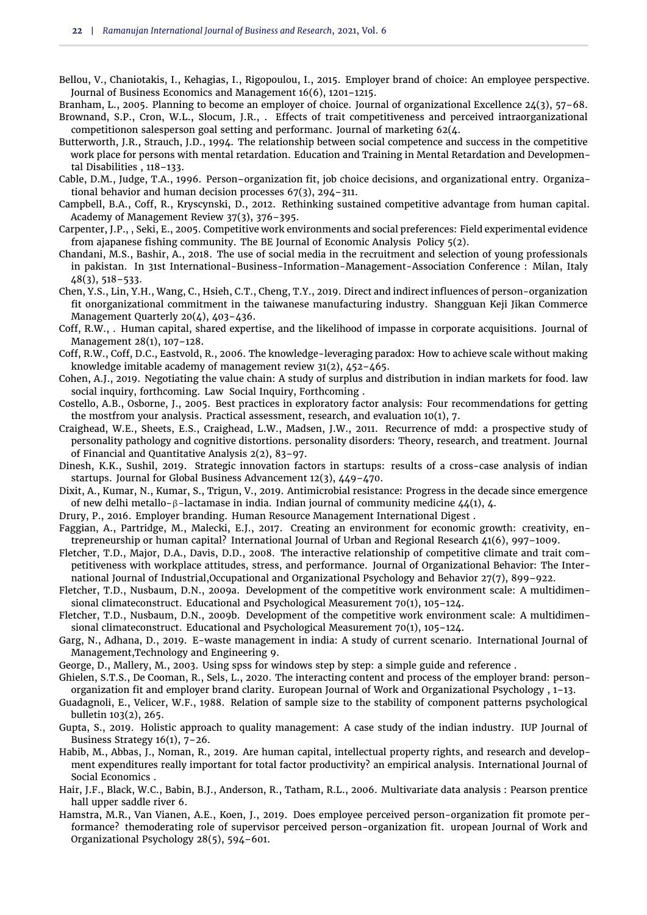Bellou, V., Chaniotakis, I., Kehagias, I., Rigopoulou, I., 2015. Employer brand of choice: An employee perspective. Journal of Business Economics and Management 16(6), 1201–1215.

Branham, L., 2005. Planning to become an employer of choice. Journal of organizational Excellence 24(3), 57–68.

Brownand, S.P., Cron, W.L., Slocum, J.R., . Effects of trait competitiveness and perceived intraorganizational competitionon salesperson goal setting and performanc. Journal of marketing 62(4.

Butterworth, J.R., Strauch, J.D., 1994. The relationship between social competence and success in the competitive work place for persons with mental retardation. Education and Training in Mental Retardation and Developmental Disabilities , 118–133.

Cable, D.M., Judge, T.A., 1996. Person–organization fit, job choice decisions, and organizational entry. Organizational behavior and human decision processes 67(3), 294–311.

Campbell, B.A., Coff, R., Kryscynski, D., 2012. Rethinking sustained competitive advantage from human capital. Academy of Management Review 37(3), 376–395.

Carpenter, J.P., , Seki, E., 2005. Competitive work environments and social preferences: Field experimental evidence from ajapanese fishing community. The BE Journal of Economic Analysis Policy 5(2).

Chandani, M.S., Bashir, A., 2018. The use of social media in the recruitment and selection of young professionals in pakistan. In 31st International-Business-Information-Management-Association Conference : Milan, Italy 48(3), 518–533.

Chen, Y.S., Lin, Y.H., Wang, C., Hsieh, C.T., Cheng, T.Y., 2019. Direct and indirect influences of person-organization fit onorganizational commitment in the taiwanese manufacturing industry. Shangguan Keji Jikan Commerce Management Quarterly 20(4), 403–436.

Coff, R.W., . Human capital, shared expertise, and the likelihood of impasse in corporate acquisitions. Journal of Management 28(1), 107–128.

Coff, R.W., Coff, D.C., Eastvold, R., 2006. The knowledge-leveraging paradox: How to achieve scale without making knowledge imitable academy of management review 31(2), 452–465.

Cohen, A.J., 2019. Negotiating the value chain: A study of surplus and distribution in indian markets for food. law social inquiry, forthcoming. Law Social Inquiry, Forthcoming .

Costello, A.B., Osborne, J., 2005. Best practices in exploratory factor analysis: Four recommendations for getting the mostfrom your analysis. Practical assessment, research, and evaluation 10(1), 7.

Craighead, W.E., Sheets, E.S., Craighead, L.W., Madsen, J.W., 2011. Recurrence of mdd: a prospective study of personality pathology and cognitive distortions. personality disorders: Theory, research, and treatment. Journal of Financial and Quantitative Analysis 2(2), 83–97.

Dinesh, K.K., Sushil, 2019. Strategic innovation factors in startups: results of a cross-case analysis of indian startups. Journal for Global Business Advancement 12(3), 449–470.

Dixit, A., Kumar, N., Kumar, S., Trigun, V., 2019. Antimicrobial resistance: Progress in the decade since emergence of new delhi metallo-β-lactamase in india. Indian journal of community medicine 44(1), 4.

Drury, P., 2016. Employer branding. Human Resource Management International Digest .

Faggian, A., Partridge, M., Malecki, E.J., 2017. Creating an environment for economic growth: creativity, entrepreneurship or human capital? International Journal of Urban and Regional Research 41(6), 997–1009.

Fletcher, T.D., Major, D.A., Davis, D.D., 2008. The interactive relationship of competitive climate and trait competitiveness with workplace attitudes, stress, and performance. Journal of Organizational Behavior: The International Journal of Industrial,Occupational and Organizational Psychology and Behavior 27(7), 899–922.

Fletcher, T.D., Nusbaum, D.N., 2009a. Development of the competitive work environment scale: A multidimensional climateconstruct. Educational and Psychological Measurement 70(1), 105–124.

Fletcher, T.D., Nusbaum, D.N., 2009b. Development of the competitive work environment scale: A multidimensional climateconstruct. Educational and Psychological Measurement 70(1), 105–124.

Garg, N., Adhana, D., 2019. E-waste management in india: A study of current scenario. International Journal of Management,Technology and Engineering 9.

George, D., Mallery, M., 2003. Using spss for windows step by step: a simple guide and reference .

Ghielen, S.T.S., De Cooman, R., Sels, L., 2020. The interacting content and process of the employer brand: person-organization fit and employer brand clarity. European Journal of Work and Organizational Psychology , 1–13.

Guadagnoli, E., Velicer, W.F., 1988. Relation of sample size to the stability of component patterns psychological bulletin 103(2), 265.

Gupta, S., 2019. Holistic approach to quality management: A case study of the indian industry. IUP Journal of Business Strategy 16(1), 7–26.

Habib, M., Abbas, J., Noman, R., 2019. Are human capital, intellectual property rights, and research and development expenditures really important for total factor productivity? an empirical analysis. International Journal of Social Economics .

Hair, J.F., Black, W.C., Babin, B.J., Anderson, R., Tatham, R.L., 2006. Multivariate data analysis : Pearson prentice hall upper saddle river 6.

Hamstra, M.R., Van Vianen, A.E., Koen, J., 2019. Does employee perceived person-organization fit promote performance? themoderating role of supervisor perceived person-organization fit. uropean Journal of Work and Organizational Psychology 28(5), 594–601.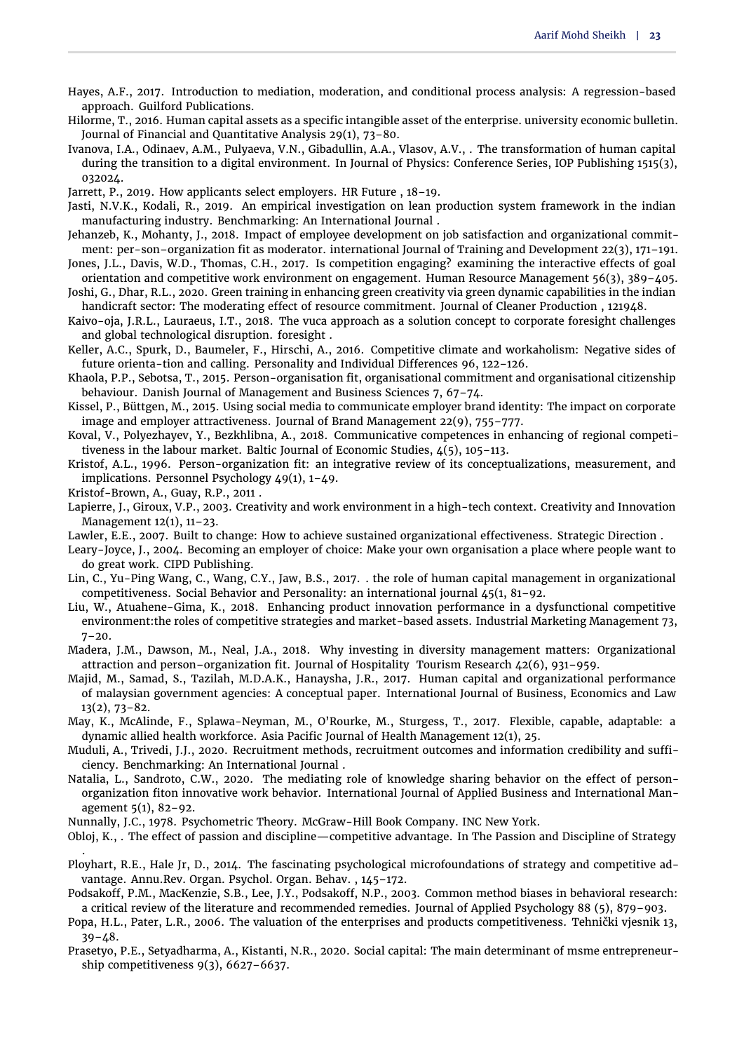Hayes, A.F., 2017. Introduction to mediation, moderation, and conditional process analysis: A regression-based approach. Guilford Publications.

Hilorme, T., 2016. Human capital assets as a specific intangible asset of the enterprise. university economic bulletin. Journal of Financial and Quantitative Analysis 29(1), 73–80.

Ivanova, I.A., Odinaev, A.M., Pulyaeva, V.N., Gibadullin, A.A., Vlasov, A.V., . The transformation of human capital during the transition to a digital environment. In Journal of Physics: Conference Series, IOP Publishing 1515(3), 032024.

Jarrett, P., 2019. How applicants select employers. HR Future , 18–19.

Jasti, N.V.K., Kodali, R., 2019. An empirical investigation on lean production system framework in the indian manufacturing industry. Benchmarking: An International Journal .

Jehanzeb, K., Mohanty, J., 2018. Impact of employee development on job satisfaction and organizational commitment: per-son–organization fit as moderator. international Journal of Training and Development 22(3), 171–191.

Jones, J.L., Davis, W.D., Thomas, C.H., 2017. Is competition engaging? examining the interactive effects of goal orientation and competitive work environment on engagement. Human Resource Management 56(3), 389–405.

Joshi, G., Dhar, R.L., 2020. Green training in enhancing green creativity via green dynamic capabilities in the indian handicraft sector: The moderating effect of resource commitment. Journal of Cleaner Production , 121948.

Kaivo-oja, J.R.L., Lauraeus, I.T., 2018. The vuca approach as a solution concept to corporate foresight challenges and global technological disruption. foresight .

Keller, A.C., Spurk, D., Baumeler, F., Hirschi, A., 2016. Competitive climate and workaholism: Negative sides of future orienta-tion and calling. Personality and Individual Differences 96, 122–126.

Khaola, P.P., Sebotsa, T., 2015. Person-organisation fit, organisational commitment and organisational citizenship behaviour. Danish Journal of Management and Business Sciences 7, 67–74.

Kissel, P., Büttgen, M., 2015. Using social media to communicate employer brand identity: The impact on corporate image and employer attractiveness. Journal of Brand Management 22(9), 755–777.

Koval, V., Polyezhayev, Y., Bezkhlibna, A., 2018. Communicative competences in enhancing of regional competitiveness in the labour market. Baltic Journal of Economic Studies, 4(5), 105–113.

Kristof, A.L., 1996. Person-organization fit: an integrative review of its conceptualizations, measurement, and implications. Personnel Psychology 49(1), 1–49.

Kristof-Brown, A., Guay, R.P., 2011 .

Lapierre, J., Giroux, V.P., 2003. Creativity and work environment in a high-tech context. Creativity and Innovation Management 12(1), 11–23.

Lawler, E.E., 2007. Built to change: How to achieve sustained organizational effectiveness. Strategic Direction .

Leary-Joyce, J., 2004. Becoming an employer of choice: Make your own organisation a place where people want to do great work. CIPD Publishing.

Lin, C., Yu-Ping Wang, C., Wang, C.Y., Jaw, B.S., 2017. . the role of human capital management in organizational competitiveness. Social Behavior and Personality: an international journal 45(1, 81–92.

Liu, W., Atuahene-Gima, K., 2018. Enhancing product innovation performance in a dysfunctional competitive environment:the roles of competitive strategies and market-based assets. Industrial Marketing Management 73, 7–20.

Madera, J.M., Dawson, M., Neal, J.A., 2018. Why investing in diversity management matters: Organizational attraction and person–organization fit. Journal of Hospitality Tourism Research 42(6), 931–959.

Majid, M., Samad, S., Tazilah, M.D.A.K., Hanaysha, J.R., 2017. Human capital and organizational performance of malaysian government agencies: A conceptual paper. International Journal of Business, Economics and Law 13(2), 73–82.

May, K., McAlinde, F., Splawa-Neyman, M., O'Rourke, M., Sturgess, T., 2017. Flexible, capable, adaptable: a dynamic allied health workforce. Asia Pacific Journal of Health Management 12(1), 25.

Muduli, A., Trivedi, J.J., 2020. Recruitment methods, recruitment outcomes and information credibility and sufficiency. Benchmarking: An International Journal .

Natalia, L., Sandroto, C.W., 2020. The mediating role of knowledge sharing behavior on the effect of person-organization fiton innovative work behavior. International Journal of Applied Business and International Management 5(1), 82–92.

Nunnally, J.C., 1978. Psychometric Theory. McGraw-Hill Book Company. INC New York.

Obloj, K., . The effect of passion and discipline—competitive advantage. In The Passion and Discipline of Strategy .

Ployhart, R.E., Hale Jr, D., 2014. The fascinating psychological microfoundations of strategy and competitive advantage. Annu.Rev. Organ. Psychol. Organ. Behav. , 145–172.

Podsakoff, P.M., MacKenzie, S.B., Lee, J.Y., Podsakoff, N.P., 2003. Common method biases in behavioral research: a critical review of the literature and recommended remedies. Journal of Applied Psychology 88 (5), 879–903.

Popa, H.L., Pater, L.R., 2006. The valuation of the enterprises and products competitiveness. Tehnički vjesnik 13, 39–48.

Prasetyo, P.E., Setyadharma, A., Kistanti, N.R., 2020. Social capital: The main determinant of msme entrepreneurship competitiveness 9(3), 6627–6637.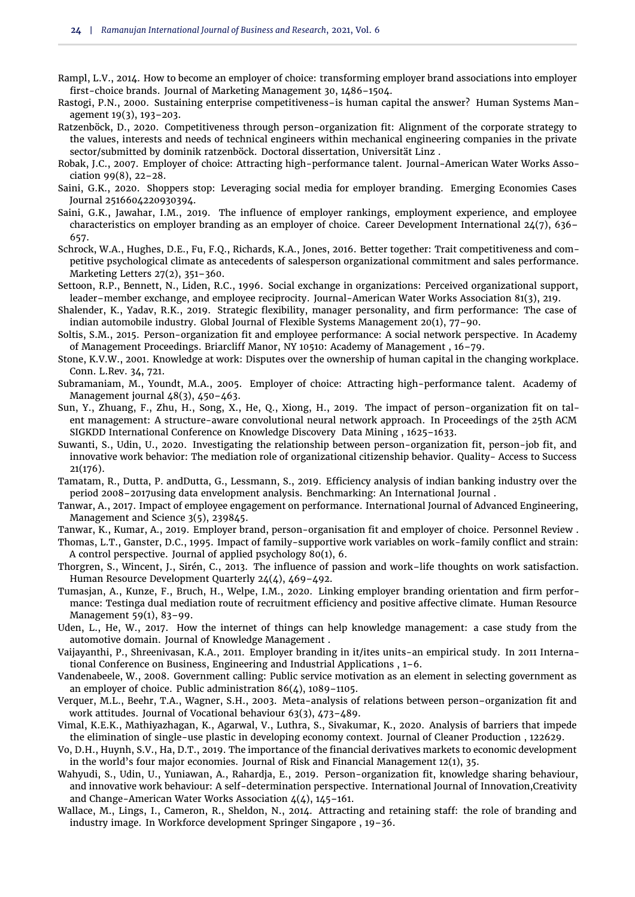Rampl, L.V., 2014. How to become an employer of choice: transforming employer brand associations into employer first-choice brands. Journal of Marketing Management 30, 1486–1504.

Rastogi, P.N., 2000. Sustaining enterprise competitiveness–is human capital the answer? Human Systems Management 19(3), 193–203.

Ratzenböck, D., 2020. Competitiveness through person-organization fit: Alignment of the corporate strategy to the values, interests and needs of technical engineers within mechanical engineering companies in the private sector/submitted by dominik ratzenböck. Doctoral dissertation, Universität Linz .

Robak, J.C., 2007. Employer of choice: Attracting high-performance talent. Journal-American Water Works Association 99(8), 22–28.

Saini, G.K., 2020. Shoppers stop: Leveraging social media for employer branding. Emerging Economies Cases Journal 2516604220930394.

Saini, G.K., Jawahar, I.M., 2019. The influence of employer rankings, employment experience, and employee characteristics on employer branding as an employer of choice. Career Development International 24(7), 636–657.

Schrock, W.A., Hughes, D.E., Fu, F.Q., Richards, K.A., Jones, 2016. Better together: Trait competitiveness and competitive psychological climate as antecedents of salesperson organizational commitment and sales performance. Marketing Letters 27(2), 351–360.

Settoon, R.P., Bennett, N., Liden, R.C., 1996. Social exchange in organizations: Perceived organizational support, leader–member exchange, and employee reciprocity. Journal-American Water Works Association 81(3), 219.

Shalender, K., Yadav, R.K., 2019. Strategic flexibility, manager personality, and firm performance: The case of indian automobile industry. Global Journal of Flexible Systems Management 20(1), 77–90.

Soltis, S.M., 2015. Person-organization fit and employee performance: A social network perspective. In Academy of Management Proceedings. Briarcliff Manor, NY 10510: Academy of Management , 16–79.

Stone, K.V.W., 2001. Knowledge at work: Disputes over the ownership of human capital in the changing workplace. Conn. L.Rev. 34, 721.

Subramaniam, M., Youndt, M.A., 2005. Employer of choice: Attracting high-performance talent. Academy of Management journal 48(3), 450–463.

Sun, Y., Zhuang, F., Zhu, H., Song, X., He, Q., Xiong, H., 2019. The impact of person-organization fit on talent management: A structure-aware convolutional neural network approach. In Proceedings of the 25th ACM SIGKDD International Conference on Knowledge Discovery Data Mining , 1625–1633.

Suwanti, S., Udin, U., 2020. Investigating the relationship between person-organization fit, person-job fit, and innovative work behavior: The mediation role of organizational citizenship behavior. Quality- Access to Success 21(176).

Tamatam, R., Dutta, P. andDutta, G., Lessmann, S., 2019. Efficiency analysis of indian banking industry over the period 2008–2017using data envelopment analysis. Benchmarking: An International Journal .

Tanwar, A., 2017. Impact of employee engagement on performance. International Journal of Advanced Engineering, Management and Science 3(5), 239845.

Tanwar, K., Kumar, A., 2019. Employer brand, person-organisation fit and employer of choice. Personnel Review .

Thomas, L.T., Ganster, D.C., 1995. Impact of family-supportive work variables on work-family conflict and strain: A control perspective. Journal of applied psychology 80(1), 6.

Thorgren, S., Wincent, J., Sirén, C., 2013. The influence of passion and work–life thoughts on work satisfaction. Human Resource Development Quarterly 24(4), 469–492.

Tumasjan, A., Kunze, F., Bruch, H., Welpe, I.M., 2020. Linking employer branding orientation and firm performance: Testinga dual mediation route of recruitment efficiency and positive affective climate. Human Resource Management 59(1), 83–99.

Uden, L., He, W., 2017. How the internet of things can help knowledge management: a case study from the automotive domain. Journal of Knowledge Management .

Vaijayanthi, P., Shreenivasan, K.A., 2011. Employer branding in it/ites units-an empirical study. In 2011 International Conference on Business, Engineering and Industrial Applications , 1–6.

Vandenabeele, W., 2008. Government calling: Public service motivation as an element in selecting government as an employer of choice. Public administration 86(4), 1089–1105.

Verquer, M.L., Beehr, T.A., Wagner, S.H., 2003. Meta-analysis of relations between person–organization fit and work attitudes. Journal of Vocational behaviour 63(3), 473–489.

Vimal, K.E.K., Mathiyazhagan, K., Agarwal, V., Luthra, S., Sivakumar, K., 2020. Analysis of barriers that impede the elimination of single-use plastic in developing economy context. Journal of Cleaner Production , 122629.

Vo, D.H., Huynh, S.V., Ha, D.T., 2019. The importance of the financial derivatives markets to economic development in the world's four major economies. Journal of Risk and Financial Management 12(1), 35.

Wahyudi, S., Udin, U., Yuniawan, A., Rahardja, E., 2019. Person-organization fit, knowledge sharing behaviour, and innovative work behaviour: A self-determination perspective. International Journal of Innovation,Creativity and Change-American Water Works Association 4(4), 145–161.

Wallace, M., Lings, I., Cameron, R., Sheldon, N., 2014. Attracting and retaining staff: the role of branding and industry image. In Workforce development Springer Singapore , 19–36.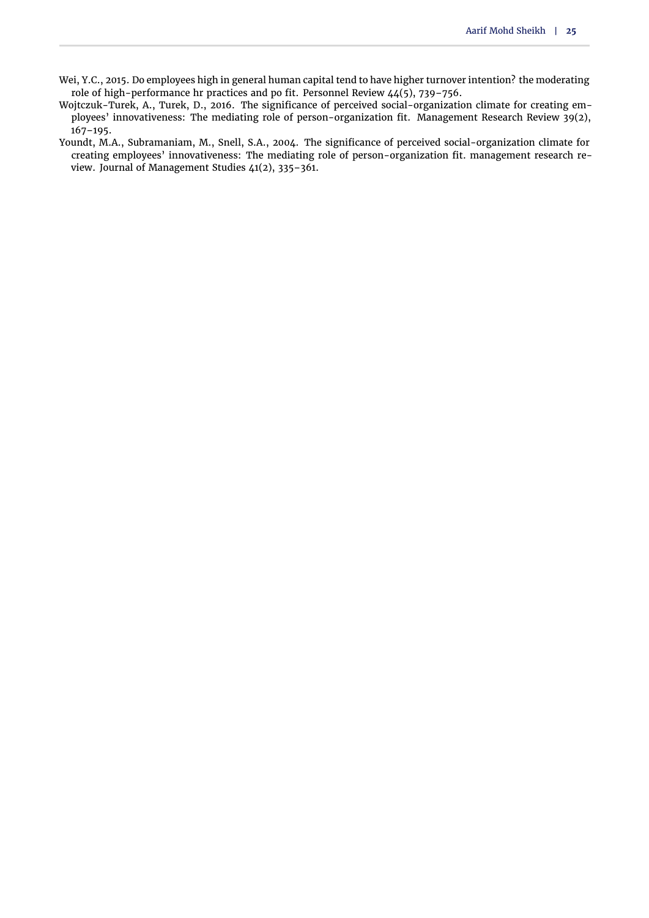Wei, Y.C., 2015. Do employees high in general human capital tend to have higher turnover intention? the moderating role of high-performance hr practices and po fit. Personnel Review 44(5), 739–756.

Wojtczuk-Turek, A., Turek, D., 2016. The significance of perceived social-organization climate for creating employees' innovativeness: The mediating role of person-organization fit. Management Research Review 39(2), 167–195.

Youndt, M.A., Subramaniam, M., Snell, S.A., 2004. The significance of perceived social-organization climate for creating employees' innovativeness: The mediating role of person-organization fit. management research review. Journal of Management Studies 41(2), 335–361.